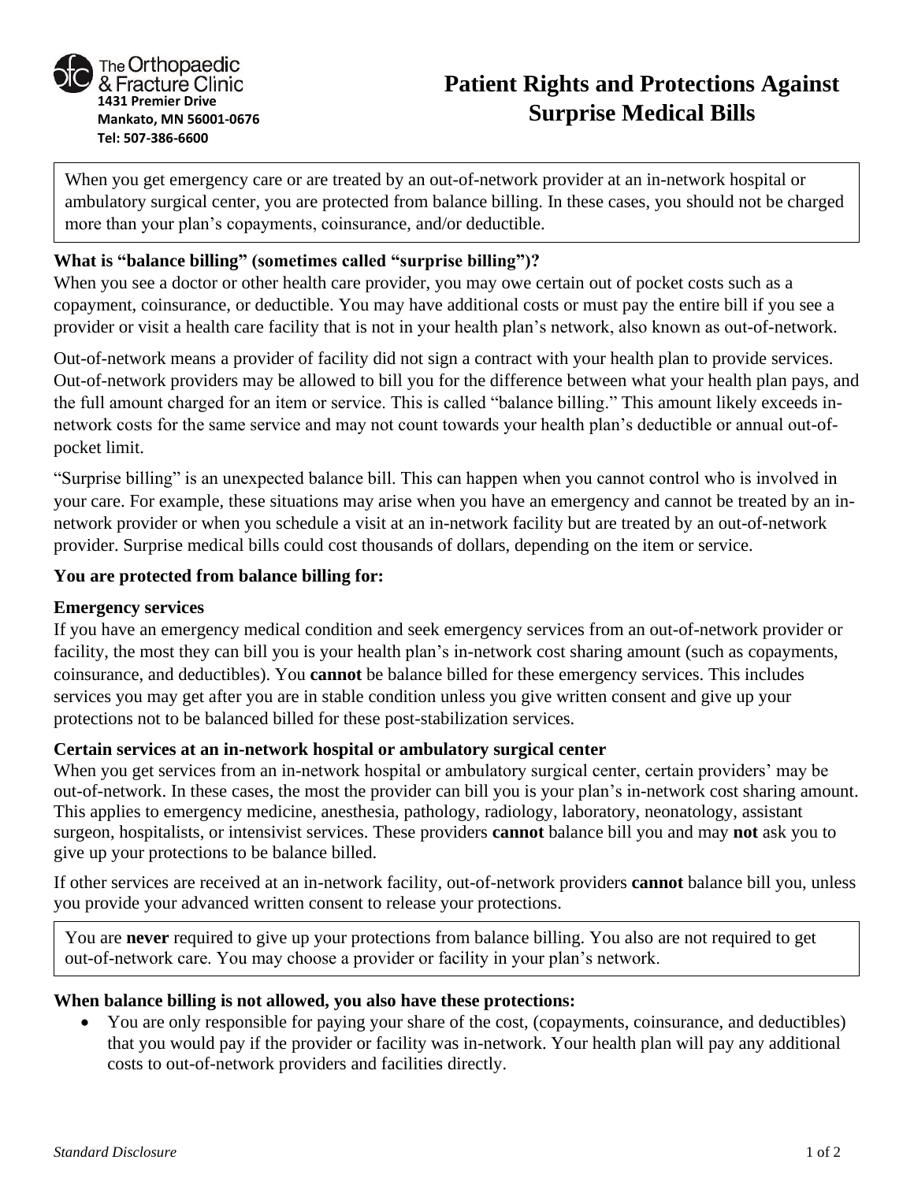The Orthopaedic & Fracture Clinic
**1431 Premier Drive**
**Mankato, MN 56001-0676**
**Tel: 507-386-6600**

# Patient Rights and Protections Against Surprise Medical Bills

When you get emergency care or are treated by an out-of-network provider at an in-network hospital or ambulatory surgical center, you are protected from balance billing. In these cases, you should not be charged more than your plan's copayments, coinsurance, and/or deductible.

**What is "balance billing" (sometimes called "surprise billing")?**

When you see a doctor or other health care provider, you may owe certain out of pocket costs such as a copayment, coinsurance, or deductible. You may have additional costs or must pay the entire bill if you see a provider or visit a health care facility that is not in your health plan's network, also known as out-of-network.

Out-of-network means a provider of facility did not sign a contract with your health plan to provide services. Out-of-network providers may be allowed to bill you for the difference between what your health plan pays, and the full amount charged for an item or service. This is called "balance billing." This amount likely exceeds in-network costs for the same service and may not count towards your health plan's deductible or annual out-of-pocket limit.

"Surprise billing" is an unexpected balance bill. This can happen when you cannot control who is involved in your care. For example, these situations may arise when you have an emergency and cannot be treated by an in-network provider or when you schedule a visit at an in-network facility but are treated by an out-of-network provider. Surprise medical bills could cost thousands of dollars, depending on the item or service.

**You are protected from balance billing for:**

**Emergency services**

If you have an emergency medical condition and seek emergency services from an out-of-network provider or facility, the most they can bill you is your health plan's in-network cost sharing amount (such as copayments, coinsurance, and deductibles). You **cannot** be balance billed for these emergency services. This includes services you may get after you are in stable condition unless you give written consent and give up your protections not to be balanced billed for these post-stabilization services.

**Certain services at an in-network hospital or ambulatory surgical center**

When you get services from an in-network hospital or ambulatory surgical center, certain providers' may be out-of-network. In these cases, the most the provider can bill you is your plan's in-network cost sharing amount. This applies to emergency medicine, anesthesia, pathology, radiology, laboratory, neonatology, assistant surgeon, hospitalists, or intensivist services. These providers **cannot** balance bill you and may **not** ask you to give up your protections to be balance billed.

If other services are received at an in-network facility, out-of-network providers **cannot** balance bill you, unless you provide your advanced written consent to release your protections.

You are **never** required to give up your protections from balance billing. You also are not required to get out-of-network care. You may choose a provider or facility in your plan's network.

**When balance billing is not allowed, you also have these protections:**

- You are only responsible for paying your share of the cost, (copayments, coinsurance, and deductibles) that you would pay if the provider or facility was in-network. Your health plan will pay any additional costs to out-of-network providers and facilities directly.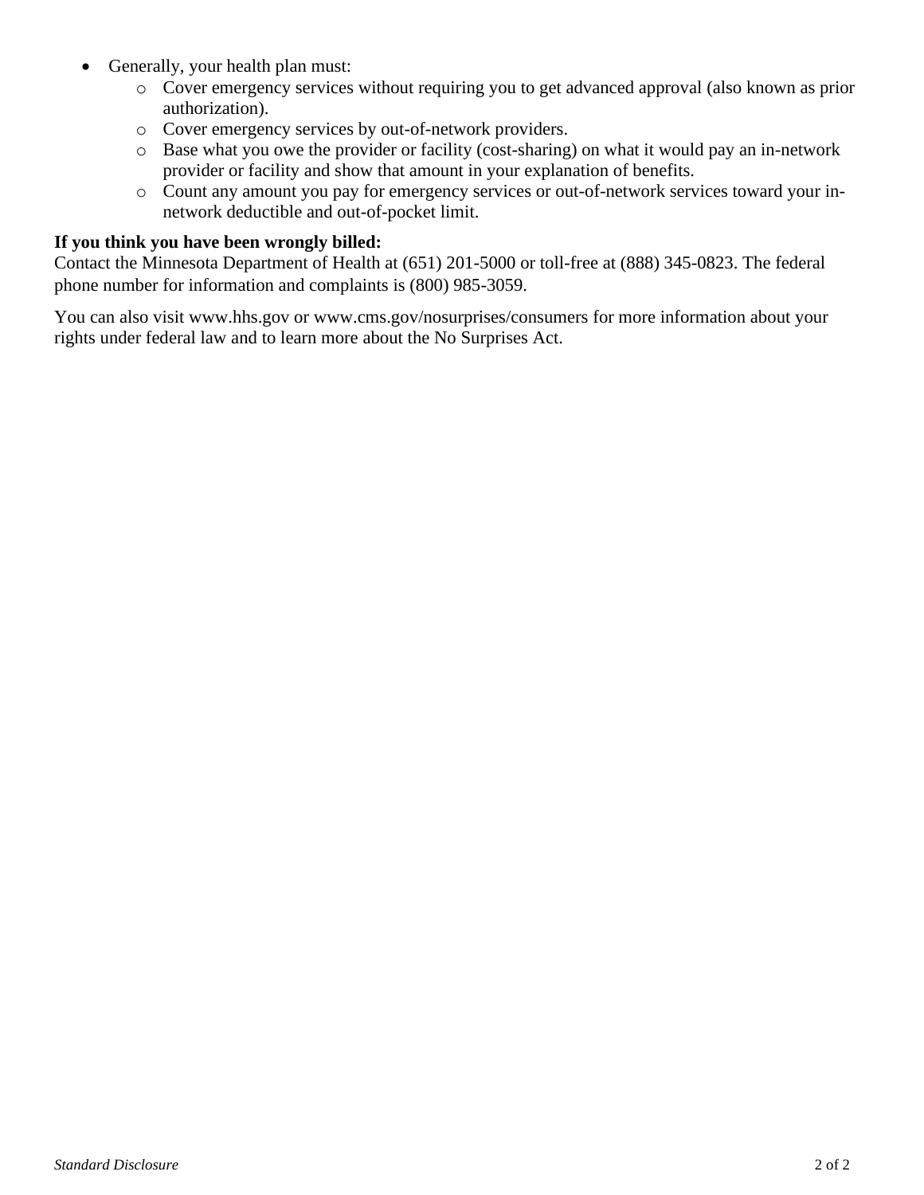- Generally, your health plan must:
  - Cover emergency services without requiring you to get advanced approval (also known as prior authorization).
  - Cover emergency services by out-of-network providers.
  - Base what you owe the provider or facility (cost-sharing) on what it would pay an in-network provider or facility and show that amount in your explanation of benefits.
  - Count any amount you pay for emergency services or out-of-network services toward your in-network deductible and out-of-pocket limit.

**If you think you have been wrongly billed:**
Contact the Minnesota Department of Health at (651) 201-5000 or toll-free at (888) 345-0823. The federal phone number for information and complaints is (800) 985-3059.

You can also visit www.hhs.gov or www.cms.gov/nosurprises/consumers for more information about your rights under federal law and to learn more about the No Surprises Act.